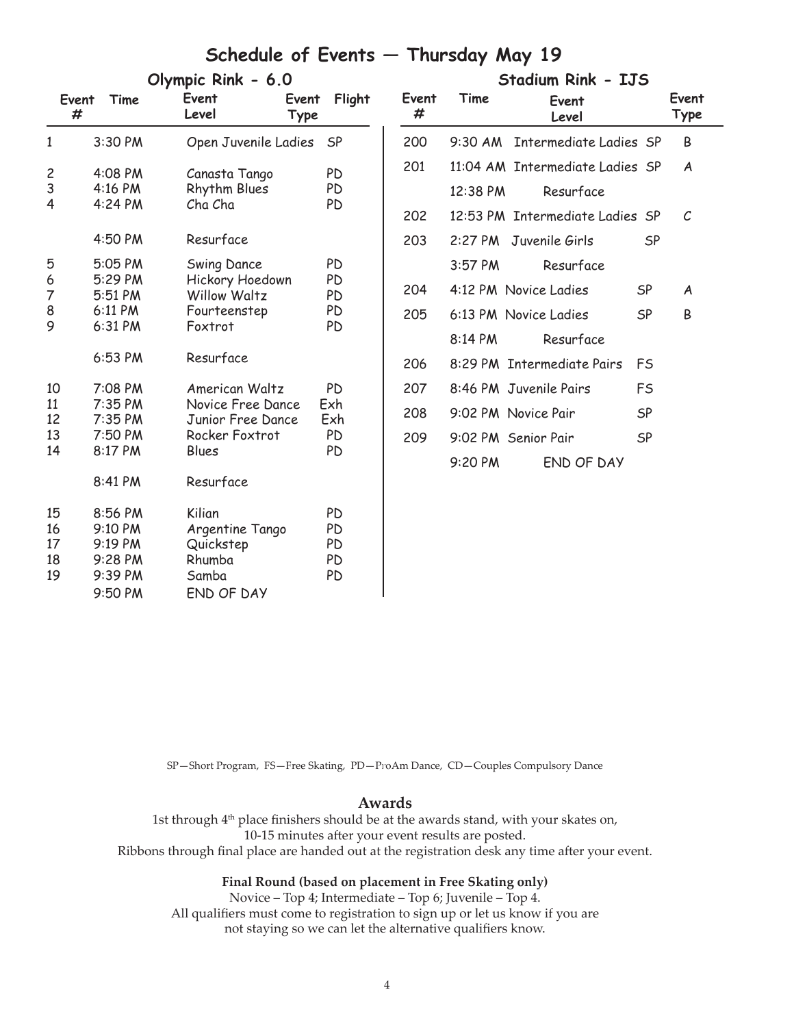# Schedule of Events — Thursday May 19

## Olympic Rink - 6.0

| Event # | Time | Event Level | Event Type | Flight |
|---|---|---|---|---|
| 1 | 3:30 PM | Open Juvenile Ladies | SP | |
| 2 | 4:08 PM | Canasta Tango | PD | |
| 3 | 4:16 PM | Rhythm Blues | PD | |
| 4 | 4:24 PM | Cha Cha | PD | |
| | 4:50 PM | Resurface | | |
| 5 | 5:05 PM | Swing Dance | PD | |
| 6 | 5:29 PM | Hickory Hoedown | PD | |
| 7 | 5:51 PM | Willow Waltz | PD | |
| 8 | 6:11 PM | Fourteenstep | PD | |
| 9 | 6:31 PM | Foxtrot | PD | |
| | 6:53 PM | Resurface | | |
| 10 | 7:08 PM | American Waltz | PD | |
| 11 | 7:35 PM | Novice Free Dance | Exh | |
| 12 | 7:35 PM | Junior Free Dance | Exh | |
| 13 | 7:50 PM | Rocker Foxtrot | PD | |
| 14 | 8:17 PM | Blues | PD | |
| | 8:41 PM | Resurface | | |
| 15 | 8:56 PM | Kilian | PD | |
| 16 | 9:10 PM | Argentine Tango | PD | |
| 17 | 9:19 PM | Quickstep | PD | |
| 18 | 9:28 PM | Rhumba | PD | |
| 19 | 9:39 PM | Samba | PD | |
| | 9:50 PM | END OF DAY | | |

## Stadium Rink - IJS

| Event # | Time | Event Level | | Event Type |
|---|---|---|---|---|
| 200 | 9:30 AM | Intermediate Ladies | SP | B |
| 201 | 11:04 AM | Intermediate Ladies | SP | A |
| | 12:38 PM | Resurface | | |
| 202 | 12:53 PM | Intermediate Ladies | SP | C |
| 203 | 2:27 PM | Juvenile Girls | SP | |
| | 3:57 PM | Resurface | | |
| 204 | 4:12 PM | Novice Ladies | SP | A |
| 205 | 6:13 PM | Novice Ladies | SP | B |
| | 8:14 PM | Resurface | | |
| 206 | 8:29 PM | Intermediate Pairs | FS | |
| 207 | 8:46 PM | Juvenile Pairs | FS | |
| 208 | 9:02 PM | Novice Pair | SP | |
| 209 | 9:02 PM | Senior Pair | SP | |
| | 9:20 PM | END OF DAY | | |

SP—Short Program, FS—Free Skating, PD—ProAm Dance, CD—Couples Compulsory Dance

## Awards

1st through 4th place finishers should be at the awards stand, with your skates on, 10-15 minutes after your event results are posted.
Ribbons through final place are handed out at the registration desk any time after your event.

**Final Round (based on placement in Free Skating only)**

Novice – Top 4; Intermediate – Top 6; Juvenile – Top 4.
All qualifiers must come to registration to sign up or let us know if you are not staying so we can let the alternative qualifiers know.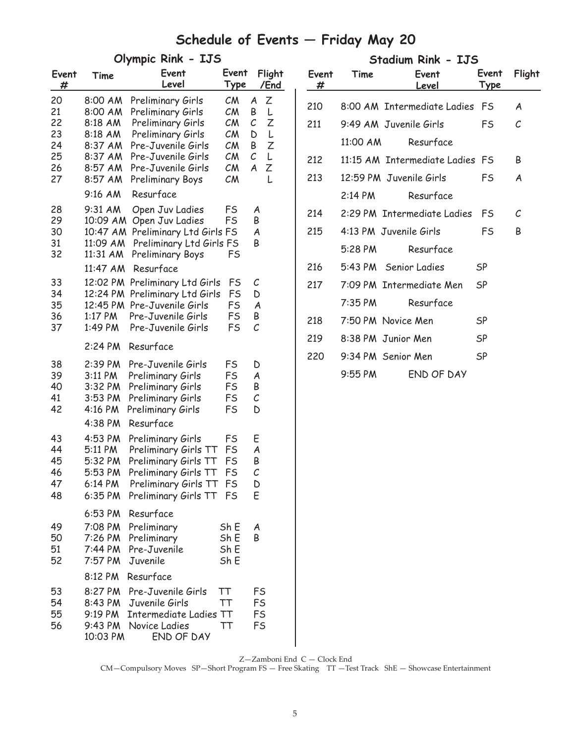# Schedule of Events — Friday May 20

## Olympic Rink - IJS

| Event # | Time | Event Level | Event Type | Flight | /End |
|---|---|---|---|---|---|
| 20 | 8:00 AM | Preliminary Girls | CM | A | Z |
| 21 | 8:00 AM | Preliminary Girls | CM | B | L |
| 22 | 8:18 AM | Preliminary Girls | CM | C | Z |
| 23 | 8:18 AM | Preliminary Girls | CM | D | L |
| 24 | 8:37 AM | Pre-Juvenile Girls | CM | B | Z |
| 25 | 8:37 AM | Pre-Juvenile Girls | CM | C | L |
| 26 | 8:57 AM | Pre-Juvenile Girls | CM | A | Z |
| 27 | 8:57 AM | Preliminary Boys | CM | | L |
| | 9:16 AM | Resurface | | | |
| 28 | 9:31 AM | Open Juv Ladies | FS | A | |
| 29 | 10:09 AM | Open Juv Ladies | FS | B | |
| 30 | 10:47 AM | Preliminary Ltd Girls | FS | A | |
| 31 | 11:09 AM | Preliminary Ltd Girls | FS | B | |
| 32 | 11:31 AM | Preliminary Boys | FS | | |
| | 11:47 AM | Resurface | | | |
| 33 | 12:02 PM | Preliminary Ltd Girls | FS | C | |
| 34 | 12:24 PM | Preliminary Ltd Girls | FS | D | |
| 35 | 12:45 PM | Pre-Juvenile Girls | FS | A | |
| 36 | 1:17 PM | Pre-Juvenile Girls | FS | B | |
| 37 | 1:49 PM | Pre-Juvenile Girls | FS | C | |
| | 2:24 PM | Resurface | | | |
| 38 | 2:39 PM | Pre-Juvenile Girls | FS | D | |
| 39 | 3:11 PM | Preliminary Girls | FS | A | |
| 40 | 3:32 PM | Preliminary Girls | FS | B | |
| 41 | 3:53 PM | Preliminary Girls | FS | C | |
| 42 | 4:16 PM | Preliminary Girls | FS | D | |
| | 4:38 PM | Resurface | | | |
| 43 | 4:53 PM | Preliminary Girls | FS | E | |
| 44 | 5:11 PM | Preliminary Girls TT | FS | A | |
| 45 | 5:32 PM | Preliminary Girls TT | FS | B | |
| 46 | 5:53 PM | Preliminary Girls TT | FS | C | |
| 47 | 6:14 PM | Preliminary Girls TT | FS | D | |
| 48 | 6:35 PM | Preliminary Girls TT | FS | E | |
| | 6:53 PM | Resurface | | | |
| 49 | 7:08 PM | Preliminary | Sh E | A | |
| 50 | 7:26 PM | Preliminary | Sh E | B | |
| 51 | 7:44 PM | Pre-Juvenile | Sh E | | |
| 52 | 7:57 PM | Juvenile | Sh E | | |
| | 8:12 PM | Resurface | | | |
| 53 | 8:27 PM | Pre-Juvenile Girls | TT | FS | |
| 54 | 8:43 PM | Juvenile Girls | TT | FS | |
| 55 | 9:19 PM | Intermediate Ladies | TT | FS | |
| 56 | 9:43 PM | Novice Ladies | TT | FS | |
| | 10:03 PM | END OF DAY | | | |

## Stadium Rink - IJS

| Event # | Time | Event Level | Event Type | Flight |
|---|---|---|---|---|
| 210 | 8:00 AM | Intermediate Ladies | FS | A |
| 211 | 9:49 AM | Juvenile Girls | FS | C |
| | 11:00 AM | Resurface | | |
| 212 | 11:15 AM | Intermediate Ladies | FS | B |
| 213 | 12:59 PM | Juvenile Girls | FS | A |
| | 2:14 PM | Resurface | | |
| 214 | 2:29 PM | Intermediate Ladies | FS | C |
| 215 | 4:13 PM | Juvenile Girls | FS | B |
| | 5:28 PM | Resurface | | |
| 216 | 5:43 PM | Senior Ladies | SP | |
| 217 | 7:09 PM | Intermediate Men | SP | |
| | 7:35 PM | Resurface | | |
| 218 | 7:50 PM | Novice Men | SP | |
| 219 | 8:38 PM | Junior Men | SP | |
| 220 | 9:34 PM | Senior Men | SP | |
| | 9:55 PM | END OF DAY | | |

Z—Zamboni End C — Clock End

CM—Compulsory Moves SP—Short Program FS — Free Skating TT —Test Track ShE — Showcase Entertainment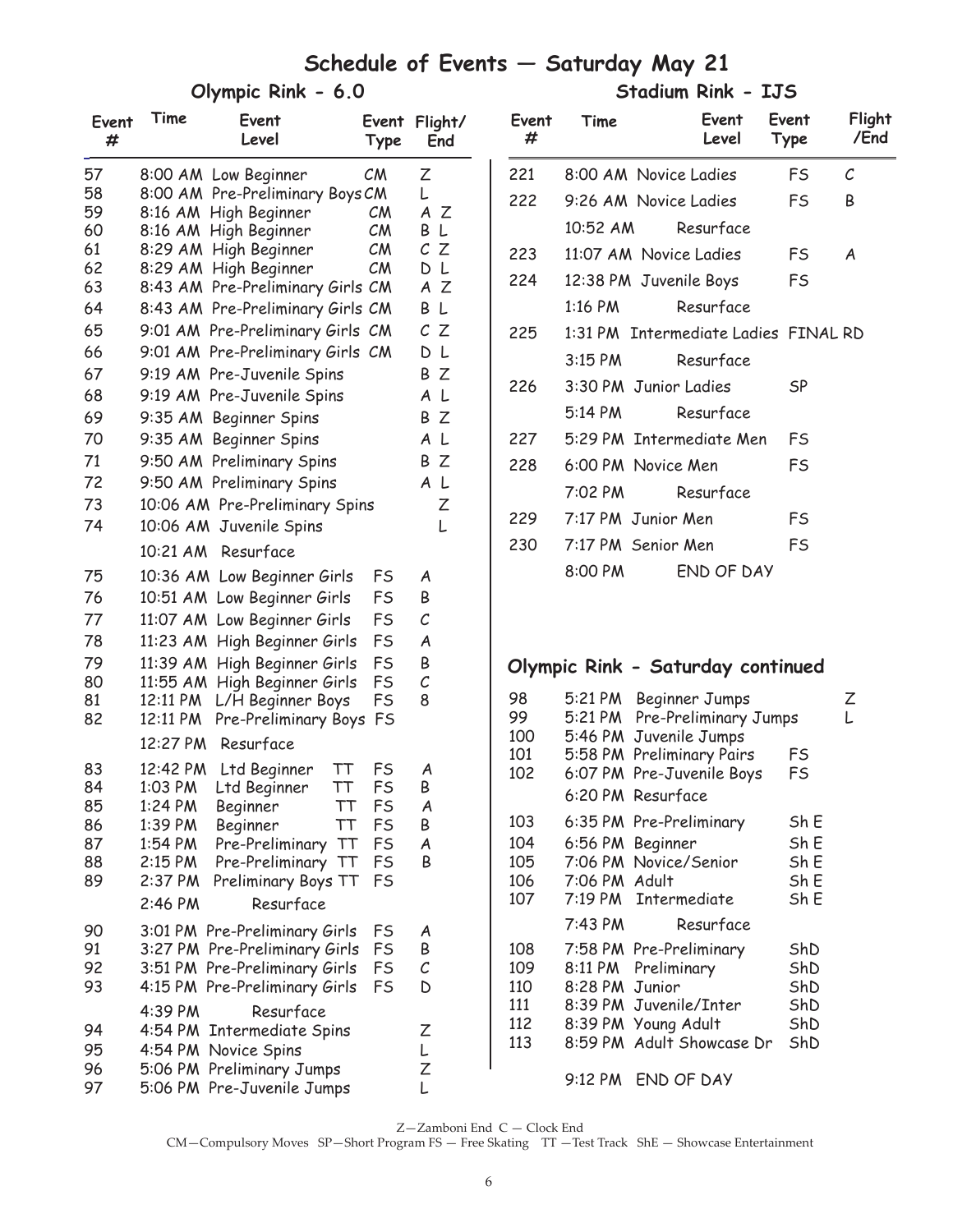# Schedule of Events — Saturday May 21

## Olympic Rink - 6.0

| Event # | Time | Event Level | | Event Type | Flight/ End |
|---|---|---|---|---|---|
| 57 | 8:00 AM | Low Beginner | | CM | Z |
| 58 | 8:00 AM | Pre-Preliminary Boys | | CM | L |
| 59 | 8:16 AM | High Beginner | | CM | A Z |
| 60 | 8:16 AM | High Beginner | | CM | B L |
| 61 | 8:29 AM | High Beginner | | CM | C Z |
| 62 | 8:29 AM | High Beginner | | CM | D L |
| 63 | 8:43 AM | Pre-Preliminary Girls | | CM | A Z |
| 64 | 8:43 AM | Pre-Preliminary Girls | | CM | B L |
| 65 | 9:01 AM | Pre-Preliminary Girls | | CM | C Z |
| 66 | 9:01 AM | Pre-Preliminary Girls | | CM | D L |
| 67 | 9:19 AM | Pre-Juvenile Spins | | | B Z |
| 68 | 9:19 AM | Pre-Juvenile Spins | | | A L |
| 69 | 9:35 AM | Beginner Spins | | | B Z |
| 70 | 9:35 AM | Beginner Spins | | | A L |
| 71 | 9:50 AM | Preliminary Spins | | | B Z |
| 72 | 9:50 AM | Preliminary Spins | | | A L |
| 73 | 10:06 AM | Pre-Preliminary Spins | | | Z |
| 74 | 10:06 AM | Juvenile Spins | | | L |
| | 10:21 AM | Resurface | | | |
| 75 | 10:36 AM | Low Beginner Girls | | FS | A |
| 76 | 10:51 AM | Low Beginner Girls | | FS | B |
| 77 | 11:07 AM | Low Beginner Girls | | FS | C |
| 78 | 11:23 AM | High Beginner Girls | | FS | A |
| 79 | 11:39 AM | High Beginner Girls | | FS | B |
| 80 | 11:55 AM | High Beginner Girls | | FS | C |
| 81 | 12:11 PM | L/H Beginner Boys | | FS | 8 |
| 82 | 12:11 PM | Pre-Preliminary Boys | | FS | |
| | 12:27 PM | Resurface | | | |
| 83 | 12:42 PM | Ltd Beginner | TT | FS | A |
| 84 | 1:03 PM | Ltd Beginner | TT | FS | B |
| 85 | 1:24 PM | Beginner | TT | FS | A |
| 86 | 1:39 PM | Beginner | TT | FS | B |
| 87 | 1:54 PM | Pre-Preliminary | TT | FS | A |
| 88 | 2:15 PM | Pre-Preliminary | TT | FS | B |
| 89 | 2:37 PM | Preliminary Boys | TT | FS | |
| | 2:46 PM | Resurface | | | |
| 90 | 3:01 PM | Pre-Preliminary Girls | | FS | A |
| 91 | 3:27 PM | Pre-Preliminary Girls | | FS | B |
| 92 | 3:51 PM | Pre-Preliminary Girls | | FS | C |
| 93 | 4:15 PM | Pre-Preliminary Girls | | FS | D |
| | 4:39 PM | Resurface | | | |
| 94 | 4:54 PM | Intermediate Spins | | | Z |
| 95 | 4:54 PM | Novice Spins | | | L |
| 96 | 5:06 PM | Preliminary Jumps | | | Z |
| 97 | 5:06 PM | Pre-Juvenile Jumps | | | L |

## Stadium Rink - IJS

| Event # | Time | Event Level | Event Type | Flight /End |
|---|---|---|---|---|
| 221 | 8:00 AM | Novice Ladies | FS | C |
| 222 | 9:26 AM | Novice Ladies | FS | B |
| | 10:52 AM | Resurface | | |
| 223 | 11:07 AM | Novice Ladies | FS | A |
| 224 | 12:38 PM | Juvenile Boys | FS | |
| | 1:16 PM | Resurface | | |
| 225 | 1:31 PM | Intermediate Ladies | FINAL RD | |
| | 3:15 PM | Resurface | | |
| 226 | 3:30 PM | Junior Ladies | SP | |
| | 5:14 PM | Resurface | | |
| 227 | 5:29 PM | Intermediate Men | FS | |
| 228 | 6:00 PM | Novice Men | FS | |
| | 7:02 PM | Resurface | | |
| 229 | 7:17 PM | Junior Men | FS | |
| 230 | 7:17 PM | Senior Men | FS | |
| | 8:00 PM | END OF DAY | | |

## Olympic Rink - Saturday continued

| Event # | Time | Event Level | Event Type | Flight/End |
|---|---|---|---|---|
| 98 | 5:21 PM | Beginner Jumps | | Z |
| 99 | 5:21 PM | Pre-Preliminary Jumps | | L |
| 100 | 5:46 PM | Juvenile Jumps | | |
| 101 | 5:58 PM | Preliminary Pairs | FS | |
| 102 | 6:07 PM | Pre-Juvenile Boys | FS | |
| | 6:20 PM | Resurface | | |
| 103 | 6:35 PM | Pre-Preliminary | Sh E | |
| 104 | 6:56 PM | Beginner | Sh E | |
| 105 | 7:06 PM | Novice/Senior | Sh E | |
| 106 | 7:06 PM | Adult | Sh E | |
| 107 | 7:19 PM | Intermediate | Sh E | |
| | 7:43 PM | Resurface | | |
| 108 | 7:58 PM | Pre-Preliminary | ShD | |
| 109 | 8:11 PM | Preliminary | ShD | |
| 110 | 8:28 PM | Junior | ShD | |
| 111 | 8:39 PM | Juvenile/Inter | ShD | |
| 112 | 8:39 PM | Young Adult | ShD | |
| 113 | 8:59 PM | Adult Showcase Dr | ShD | |
| | 9:12 PM | END OF DAY | | |

Z—Zamboni End C — Clock End

CM—Compulsory Moves SP—Short Program FS — Free Skating TT —Test Track ShE — Showcase Entertainment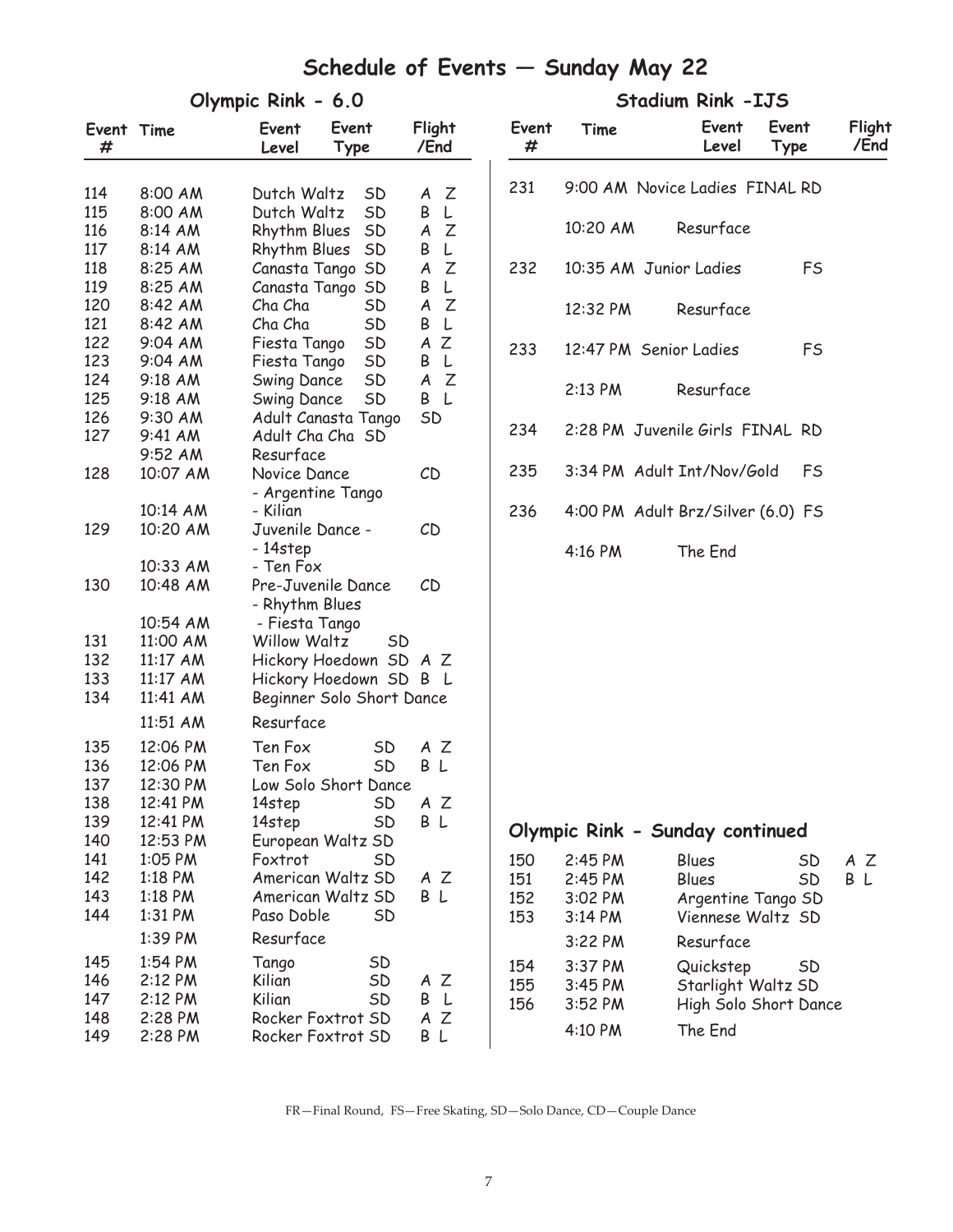# Schedule of Events — Sunday May 22

## Olympic Rink - 6.0

| Event # | Time | Event Level | Event Type | Flight /End |
|---|---|---|---|---|
| 114 | 8:00 AM | Dutch Waltz | SD | A Z |
| 115 | 8:00 AM | Dutch Waltz | SD | B L |
| 116 | 8:14 AM | Rhythm Blues | SD | A Z |
| 117 | 8:14 AM | Rhythm Blues | SD | B L |
| 118 | 8:25 AM | Canasta Tango | SD | A Z |
| 119 | 8:25 AM | Canasta Tango | SD | B L |
| 120 | 8:42 AM | Cha Cha | SD | A Z |
| 121 | 8:42 AM | Cha Cha | SD | B L |
| 122 | 9:04 AM | Fiesta Tango | SD | A Z |
| 123 | 9:04 AM | Fiesta Tango | SD | B L |
| 124 | 9:18 AM | Swing Dance | SD | A Z |
| 125 | 9:18 AM | Swing Dance | SD | B L |
| 126 | 9:30 AM | Adult Canasta Tango | SD | |
| 127 | 9:41 AM | Adult Cha Cha | SD | |
| | 9:52 AM | Resurface | | |
| 128 | 10:07 AM | Novice Dance - Argentine Tango | CD | |
| | 10:14 AM | - Kilian | | |
| 129 | 10:20 AM | Juvenile Dance - - 14step | CD | |
| | 10:33 AM | - Ten Fox | | |
| 130 | 10:48 AM | Pre-Juvenile Dance - Rhythm Blues | CD | |
| | 10:54 AM | - Fiesta Tango | | |
| 131 | 11:00 AM | Willow Waltz | SD | |
| 132 | 11:17 AM | Hickory Hoedown | SD | A Z |
| 133 | 11:17 AM | Hickory Hoedown | SD | B L |
| 134 | 11:41 AM | Beginner Solo Short Dance | | |
| | 11:51 AM | Resurface | | |
| 135 | 12:06 PM | Ten Fox | SD | A Z |
| 136 | 12:06 PM | Ten Fox | SD | B L |
| 137 | 12:30 PM | Low Solo Short Dance | | |
| 138 | 12:41 PM | 14step | SD | A Z |
| 139 | 12:41 PM | 14step | SD | B L |
| 140 | 12:53 PM | European Waltz | SD | |
| 141 | 1:05 PM | Foxtrot | SD | |
| 142 | 1:18 PM | American Waltz | SD | A Z |
| 143 | 1:18 PM | American Waltz | SD | B L |
| 144 | 1:31 PM | Paso Doble | SD | |
| | 1:39 PM | Resurface | | |
| 145 | 1:54 PM | Tango | SD | |
| 146 | 2:12 PM | Kilian | SD | A Z |
| 147 | 2:12 PM | Kilian | SD | B L |
| 148 | 2:28 PM | Rocker Foxtrot | SD | A Z |
| 149 | 2:28 PM | Rocker Foxtrot | SD | B L |

## Stadium Rink -IJS

| Event # | Time | Event Level | Event Type | Flight /End |
|---|---|---|---|---|
| 231 | 9:00 AM | Novice Ladies | FINAL RD | |
| | 10:20 AM | Resurface | | |
| 232 | 10:35 AM | Junior Ladies | FS | |
| | 12:32 PM | Resurface | | |
| 233 | 12:47 PM | Senior Ladies | FS | |
| | 2:13 PM | Resurface | | |
| 234 | 2:28 PM | Juvenile Girls | FINAL RD | |
| 235 | 3:34 PM | Adult Int/Nov/Gold | FS | |
| 236 | 4:00 PM | Adult Brz/Silver (6.0) | FS | |
| | 4:16 PM | The End | | |

## Olympic Rink - Sunday continued

| Event # | Time | Event Level | Event Type | Flight /End |
|---|---|---|---|---|
| 150 | 2:45 PM | Blues | SD | A Z |
| 151 | 2:45 PM | Blues | SD | B L |
| 152 | 3:02 PM | Argentine Tango | SD | |
| 153 | 3:14 PM | Viennese Waltz | SD | |
| | 3:22 PM | Resurface | | |
| 154 | 3:37 PM | Quickstep | SD | |
| 155 | 3:45 PM | Starlight Waltz | SD | |
| 156 | 3:52 PM | High Solo Short Dance | | |
| | 4:10 PM | The End | | |

FR—Final Round, FS—Free Skating, SD—Solo Dance, CD—Couple Dance